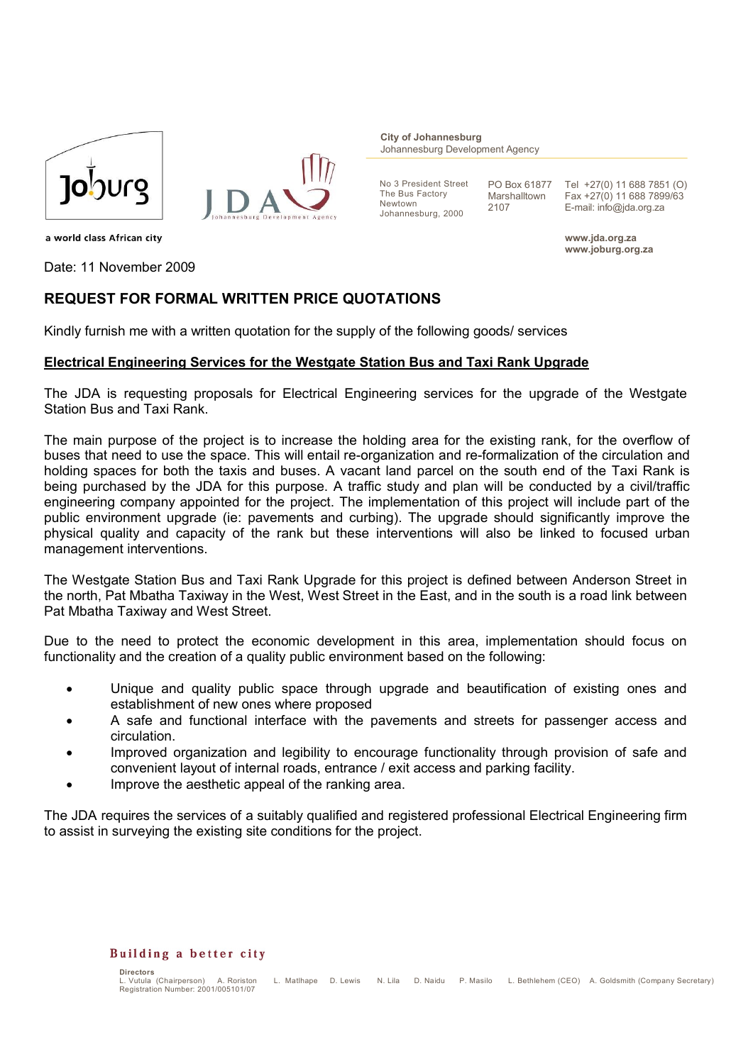**City of Johannesburg**
Johannesburg Development Agency

No 3 President Street
The Bus Factory
Newtown
Johannesburg, 2000

PO Box 61877
Marshalltown
2107

Tel +27(0) 11 688 7851 (O)
Fax +27(0) 11 688 7899/63
E-mail: info@jda.org.za

a world class African city

**www.jda.org.za**
**www.joburg.org.za**

Date: 11 November 2009

## REQUEST FOR FORMAL WRITTEN PRICE QUOTATIONS

Kindly furnish me with a written quotation for the supply of the following goods/ services

**Electrical Engineering Services for the Westgate Station Bus and Taxi Rank Upgrade**

The JDA is requesting proposals for Electrical Engineering services for the upgrade of the Westgate Station Bus and Taxi Rank.

The main purpose of the project is to increase the holding area for the existing rank, for the overflow of buses that need to use the space. This will entail re-organization and re-formalization of the circulation and holding spaces for both the taxis and buses. A vacant land parcel on the south end of the Taxi Rank is being purchased by the JDA for this purpose. A traffic study and plan will be conducted by a civil/traffic engineering company appointed for the project. The implementation of this project will include part of the public environment upgrade (ie: pavements and curbing). The upgrade should significantly improve the physical quality and capacity of the rank but these interventions will also be linked to focused urban management interventions.

The Westgate Station Bus and Taxi Rank Upgrade for this project is defined between Anderson Street in the north, Pat Mbatha Taxiway in the West, West Street in the East, and in the south is a road link between Pat Mbatha Taxiway and West Street.

Due to the need to protect the economic development in this area, implementation should focus on functionality and the creation of a quality public environment based on the following:

- Unique and quality public space through upgrade and beautification of existing ones and establishment of new ones where proposed
- A safe and functional interface with the pavements and streets for passenger access and circulation.
- Improved organization and legibility to encourage functionality through provision of safe and convenient layout of internal roads, entrance / exit access and parking facility.
- Improve the aesthetic appeal of the ranking area.

The JDA requires the services of a suitably qualified and registered professional Electrical Engineering firm to assist in surveying the existing site conditions for the project.

**Building a better city**

**Directors**
L. Vutula (Chairperson) A. Roriston L. Matlhape D. Lewis N. Lila D. Naidu P. Masilo L. Bethlehem (CEO) A. Goldsmith (Company Secretary)
Registration Number: 2001/005101/07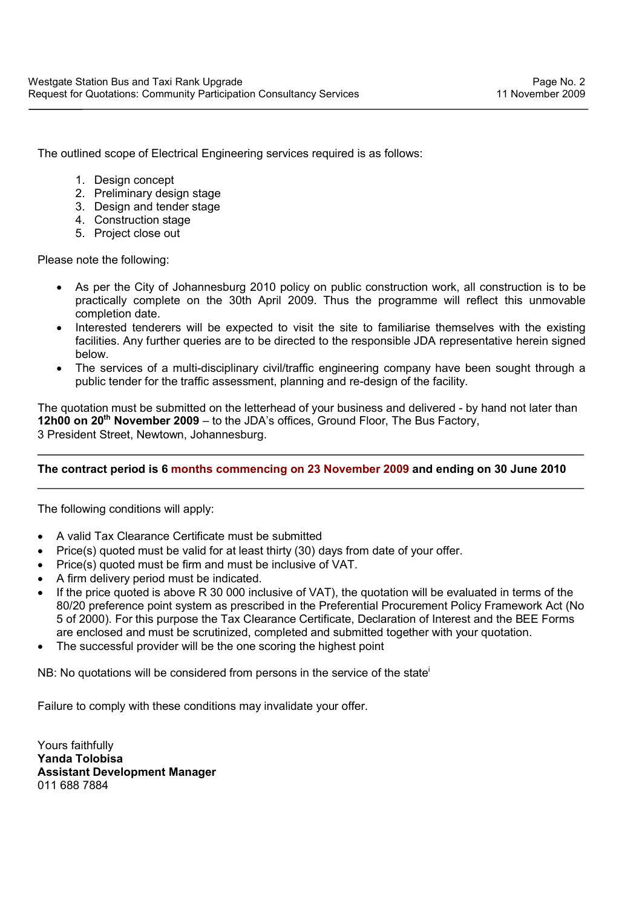The outlined scope of Electrical Engineering services required is as follows:

1. Design concept
2. Preliminary design stage
3. Design and tender stage
4. Construction stage
5. Project close out

Please note the following:

- As per the City of Johannesburg 2010 policy on public construction work, all construction is to be practically complete on the 30th April 2009. Thus the programme will reflect this unmovable completion date.
- Interested tenderers will be expected to visit the site to familiarise themselves with the existing facilities. Any further queries are to be directed to the responsible JDA representative herein signed below.
- The services of a multi-disciplinary civil/traffic engineering company have been sought through a public tender for the traffic assessment, planning and re-design of the facility.

The quotation must be submitted on the letterhead of your business and delivered - by hand not later than **12h00 on 20th November 2009** – to the JDA's offices, Ground Floor, The Bus Factory, 3 President Street, Newtown, Johannesburg.

---

**The contract period is 6 months commencing on 23 November 2009 and ending on 30 June 2010**

---

The following conditions will apply:

- A valid Tax Clearance Certificate must be submitted
- Price(s) quoted must be valid for at least thirty (30) days from date of your offer.
- Price(s) quoted must be firm and must be inclusive of VAT.
- A firm delivery period must be indicated.
- If the price quoted is above R 30 000 inclusive of VAT), the quotation will be evaluated in terms of the 80/20 preference point system as prescribed in the Preferential Procurement Policy Framework Act (No 5 of 2000). For this purpose the Tax Clearance Certificate, Declaration of Interest and the BEE Forms are enclosed and must be scrutinized, completed and submitted together with your quotation.
- The successful provider will be the one scoring the highest point

NB: No quotations will be considered from persons in the service of the state[i]

Failure to comply with these conditions may invalidate your offer.

Yours faithfully
**Yanda Tolobisa**
**Assistant Development Manager**
011 688 7884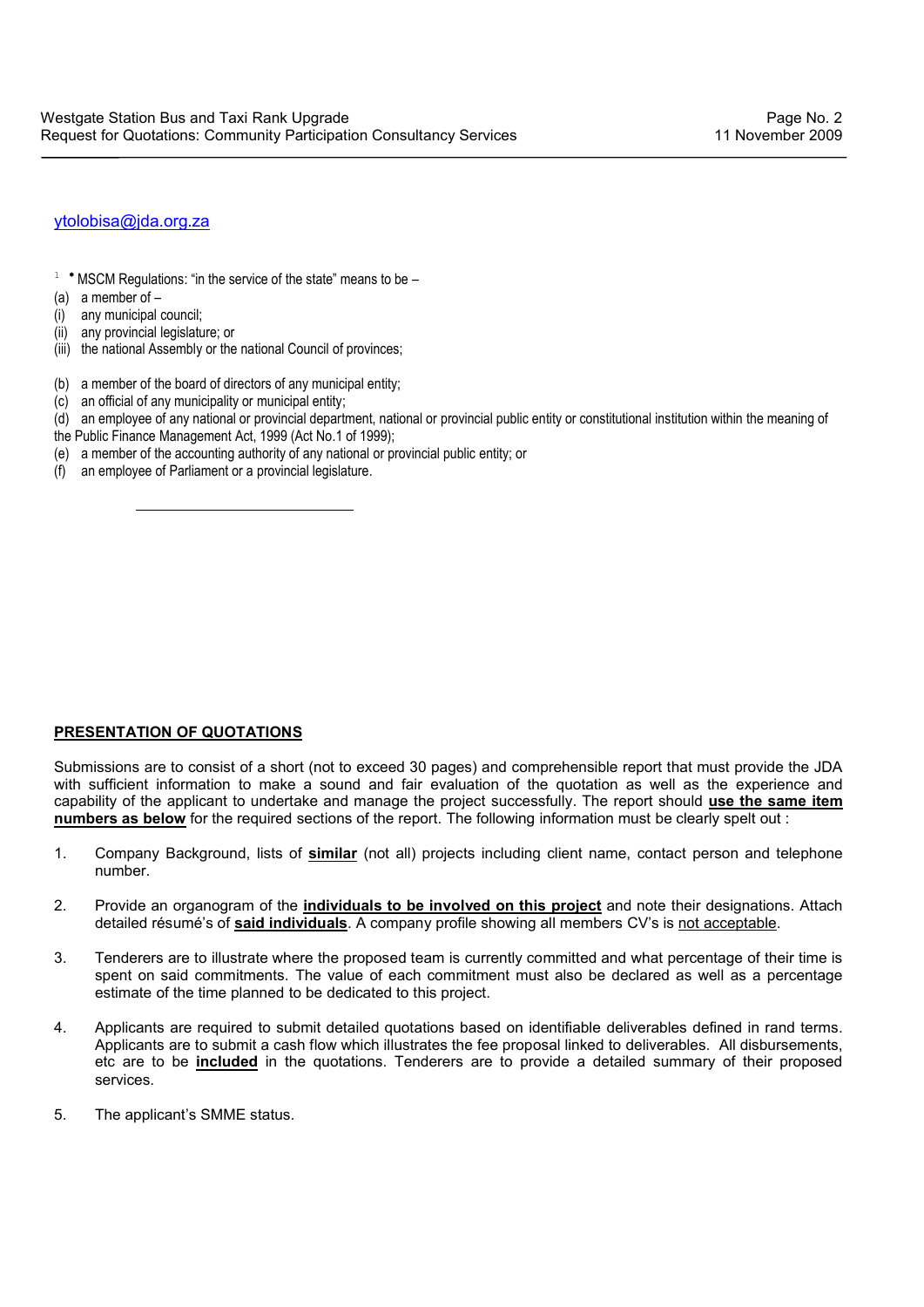ytolobisa@jda.org.za

[1] * MSCM Regulations: "in the service of the state" means to be –

(a) a member of –
(i) any municipal council;
(ii) any provincial legislature; or
(iii) the national Assembly or the national Council of provinces;

(b) a member of the board of directors of any municipal entity;
(c) an official of any municipality or municipal entity;
(d) an employee of any national or provincial department, national or provincial public entity or constitutional institution within the meaning of the Public Finance Management Act, 1999 (Act No.1 of 1999);
(e) a member of the accounting authority of any national or provincial public entity; or
(f) an employee of Parliament or a provincial legislature.

## PRESENTATION OF QUOTATIONS

Submissions are to consist of a short (not to exceed 30 pages) and comprehensible report that must provide the JDA with sufficient information to make a sound and fair evaluation of the quotation as well as the experience and capability of the applicant to undertake and manage the project successfully. The report should **use the same item numbers as below** for the required sections of the report. The following information must be clearly spelt out :

1. Company Background, lists of **similar** (not all) projects including client name, contact person and telephone number.

2. Provide an organogram of the **individuals to be involved on this project** and note their designations. Attach detailed résumé's of **said individuals**. A company profile showing all members CV's is not acceptable.

3. Tenderers are to illustrate where the proposed team is currently committed and what percentage of their time is spent on said commitments. The value of each commitment must also be declared as well as a percentage estimate of the time planned to be dedicated to this project.

4. Applicants are required to submit detailed quotations based on identifiable deliverables defined in rand terms. Applicants are to submit a cash flow which illustrates the fee proposal linked to deliverables. All disbursements, etc are to be **included** in the quotations. Tenderers are to provide a detailed summary of their proposed services.

5. The applicant's SMME status.